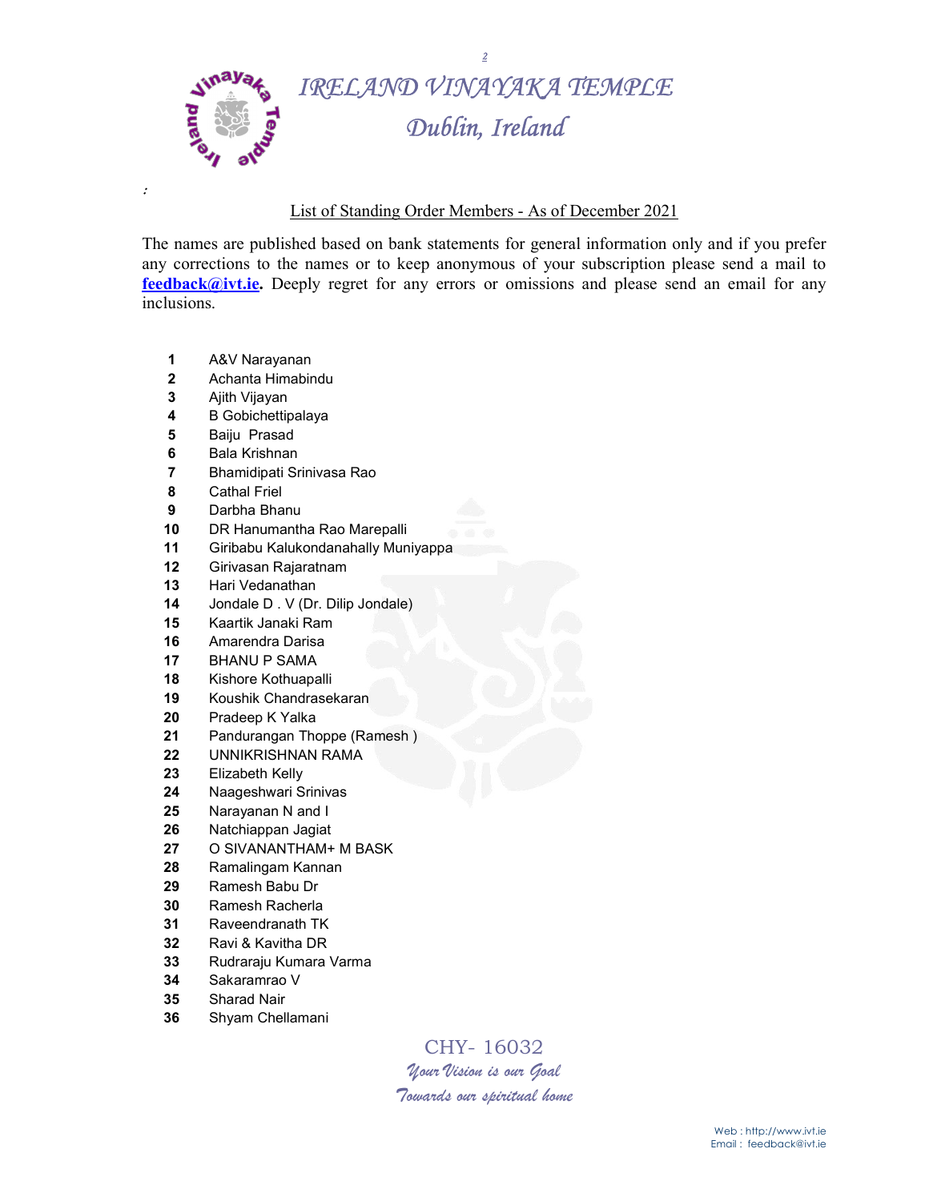# IRELAND VINAYAKA TEMPLE

## Dublin, Ireland

List of Standing Order Members - As of December 2021

The names are published based on bank statements for general information only and if you prefer any corrections to the names or to keep anonymous of your subscription please send a mail to **feedback@ivt.ie**. Deeply regret for any errors or omissions and please send an email for any inclusions.

| | |
|---|---|
| **1** | A&V Narayanan |
| **2** | Achanta Himabindu |
| **3** | Ajith Vijayan |
| **4** | B Gobichettipalaya |
| **5** | Baiju Prasad |
| **6** | Bala Krishnan |
| **7** | Bhamidipati Srinivasa Rao |
| **8** | Cathal Friel |
| **9** | Darbha Bhanu |
| **10** | DR Hanumantha Rao Marepalli |
| **11** | Giribabu Kalukondanahally Muniyappa |
| **12** | Girivasan Rajaratnam |
| **13** | Hari Vedanathan |
| **14** | Jondale D . V (Dr. Dilip Jondale) |
| **15** | Kaartik Janaki Ram |
| **16** | Amarendra Darisa |
| **17** | BHANU P SAMA |
| **18** | Kishore Kothuapalli |
| **19** | Koushik Chandrasekaran |
| **20** | Pradeep K Yalka |
| **21** | Pandurangan Thoppe (Ramesh ) |
| **22** | UNNIKRISHNAN RAMA |
| **23** | Elizabeth Kelly |
| **24** | Naageshwari Srinivas |
| **25** | Narayanan N and I |
| **26** | Natchiappan Jagiat |
| **27** | O SIVANANTHAM+ M BASK |
| **28** | Ramalingam Kannan |
| **29** | Ramesh Babu Dr |
| **30** | Ramesh Racherla |
| **31** | Raveendranath TK |
| **32** | Ravi & Kavitha DR |
| **33** | Rudraraju Kumara Varma |
| **34** | Sakaramrao V |
| **35** | Sharad Nair |
| **36** | Shyam Chellamani |

CHY- 16032

*Your Vision is our Goal*

*Towards our spiritual home*

Web : http://www.ivt.ie
Email : feedback@ivt.ie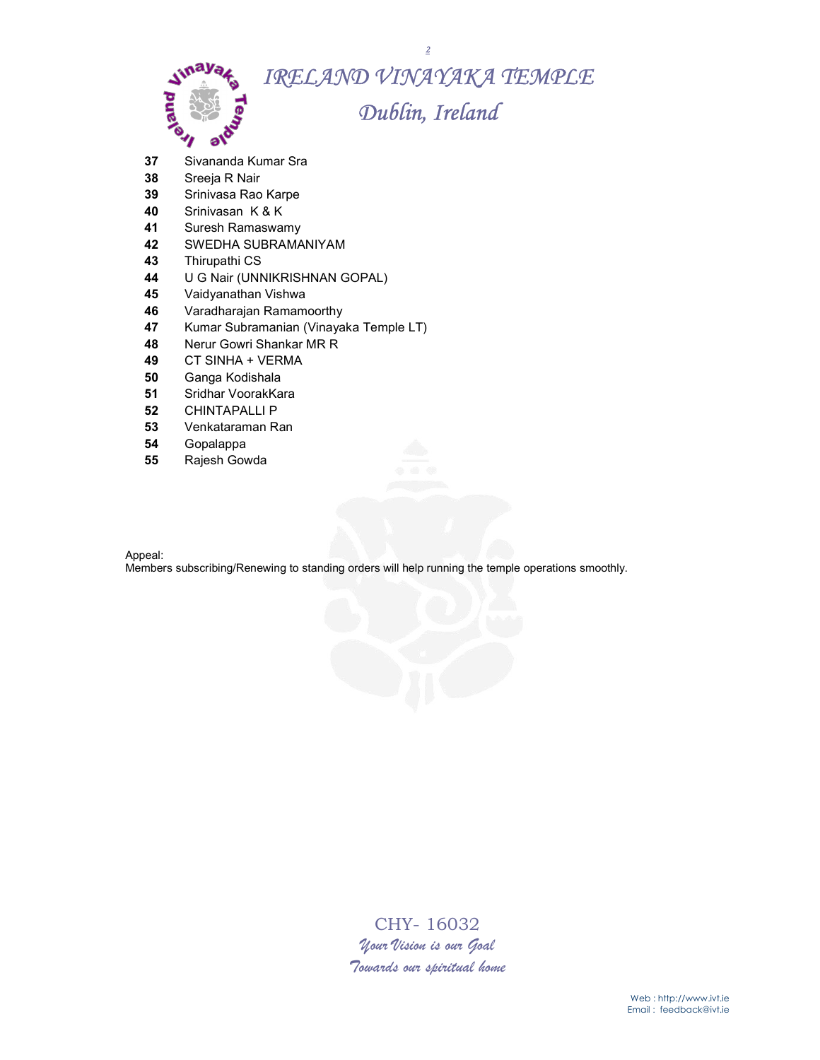# IRELAND VINAYAKA TEMPLE

## Dublin, Ireland

| | |
|---|---|
| **37** | Sivananda Kumar Sra |
| **38** | Sreeja R Nair |
| **39** | Srinivasa Rao Karpe |
| **40** | Srinivasan K & K |
| **41** | Suresh Ramaswamy |
| **42** | SWEDHA SUBRAMANIYAM |
| **43** | Thirupathi CS |
| **44** | U G Nair (UNNIKRISHNAN GOPAL) |
| **45** | Vaidyanathan Vishwa |
| **46** | Varadharajan Ramamoorthy |
| **47** | Kumar Subramanian (Vinayaka Temple LT) |
| **48** | Nerur Gowri Shankar MR R |
| **49** | CT SINHA + VERMA |
| **50** | Ganga Kodishala |
| **51** | Sridhar VoorakKara |
| **52** | CHINTAPALLI P |
| **53** | Venkataraman Ran |
| **54** | Gopalappa |
| **55** | Rajesh Gowda |

Appeal:
Members subscribing/Renewing to standing orders will help running the temple operations smoothly.

CHY- 16032

*Your Vision is our Goal*

*Towards our spiritual home*

Web : http://www.ivt.ie
Email : feedback@ivt.ie